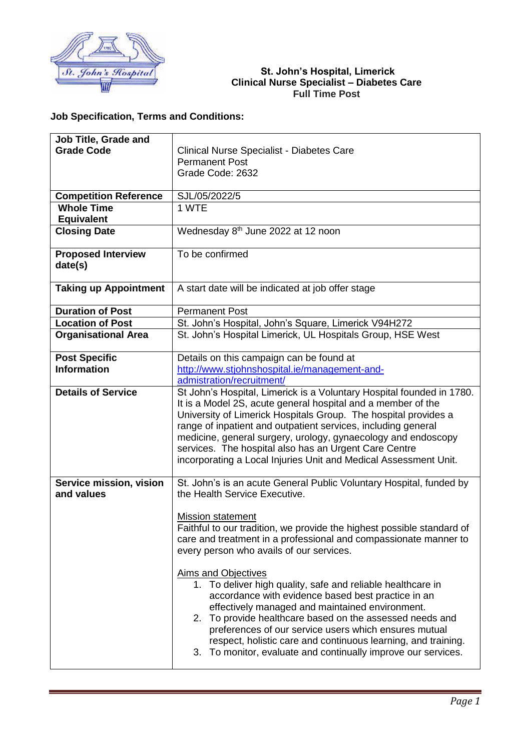**St. John's Hospital, Limerick**
**Clinical Nurse Specialist – Diabetes Care**
**Full Time Post**

**Job Specification, Terms and Conditions:**

| | |
|---|---|
| **Job Title, Grade and Grade Code** | Clinical Nurse Specialist - Diabetes Care<br>Permanent Post<br>Grade Code: 2632 |
| **Competition Reference** | SJL/05/2022/5 |
| **Whole Time Equivalent** | 1 WTE |
| **Closing Date** | Wednesday 8th June 2022 at 12 noon |
| **Proposed Interview date(s)** | To be confirmed |
| **Taking up Appointment** | A start date will be indicated at job offer stage |
| **Duration of Post** | Permanent Post |
| **Location of Post** | St. John's Hospital, John's Square, Limerick V94H272 |
| **Organisational Area** | St. John's Hospital Limerick, UL Hospitals Group, HSE West |
| **Post Specific Information** | Details on this campaign can be found at [http://www.stjohnshospital.ie/management-and-admistration/recruitment/](http://www.stjohnshospital.ie/management-and-admistration/recruitment/) |
| **Details of Service** | St John's Hospital, Limerick is a Voluntary Hospital founded in 1780. It is a Model 2S, acute general hospital and a member of the University of Limerick Hospitals Group. The hospital provides a range of inpatient and outpatient services, including general medicine, general surgery, urology, gynaecology and endoscopy services. The hospital also has an Urgent Care Centre incorporating a Local Injuries Unit and Medical Assessment Unit. |
| **Service mission, vision and values** | St. John's is an acute General Public Voluntary Hospital, funded by the Health Service Executive.<br><br>Mission statement<br>Faithful to our tradition, we provide the highest possible standard of care and treatment in a professional and compassionate manner to every person who avails of our services.<br><br>Aims and Objectives<br>1. To deliver high quality, safe and reliable healthcare in accordance with evidence based best practice in an effectively managed and maintained environment.<br>2. To provide healthcare based on the assessed needs and preferences of our service users which ensures mutual respect, holistic care and continuous learning, and training.<br>3. To monitor, evaluate and continually improve our services. |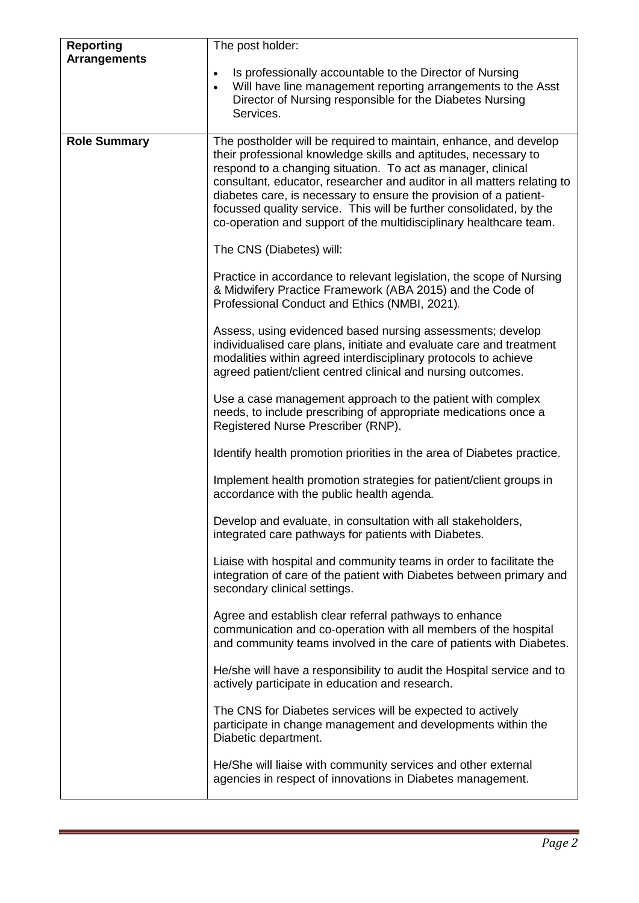| | |
|---|---|
| **Reporting Arrangements** | The post holder:<br><br>• Is professionally accountable to the Director of Nursing<br>• Will have line management reporting arrangements to the Asst Director of Nursing responsible for the Diabetes Nursing Services. |
| **Role Summary** | The postholder will be required to maintain, enhance, and develop their professional knowledge skills and aptitudes, necessary to respond to a changing situation. To act as manager, clinical consultant, educator, researcher and auditor in all matters relating to diabetes care, is necessary to ensure the provision of a patient-focussed quality service. This will be further consolidated, by the co-operation and support of the multidisciplinary healthcare team.<br><br>The CNS (Diabetes) will:<br><br>Practice in accordance to relevant legislation, the scope of Nursing & Midwifery Practice Framework (ABA 2015) and the Code of Professional Conduct and Ethics (NMBI, 2021).<br><br>Assess, using evidenced based nursing assessments; develop individualised care plans, initiate and evaluate care and treatment modalities within agreed interdisciplinary protocols to achieve agreed patient/client centred clinical and nursing outcomes.<br><br>Use a case management approach to the patient with complex needs, to include prescribing of appropriate medications once a Registered Nurse Prescriber (RNP).<br><br>Identify health promotion priorities in the area of Diabetes practice.<br><br>Implement health promotion strategies for patient/client groups in accordance with the public health agenda.<br><br>Develop and evaluate, in consultation with all stakeholders, integrated care pathways for patients with Diabetes.<br><br>Liaise with hospital and community teams in order to facilitate the integration of care of the patient with Diabetes between primary and secondary clinical settings.<br><br>Agree and establish clear referral pathways to enhance communication and co-operation with all members of the hospital and community teams involved in the care of patients with Diabetes.<br><br>He/she will have a responsibility to audit the Hospital service and to actively participate in education and research.<br><br>The CNS for Diabetes services will be expected to actively participate in change management and developments within the Diabetic department.<br><br>He/She will liaise with community services and other external agencies in respect of innovations in Diabetes management. |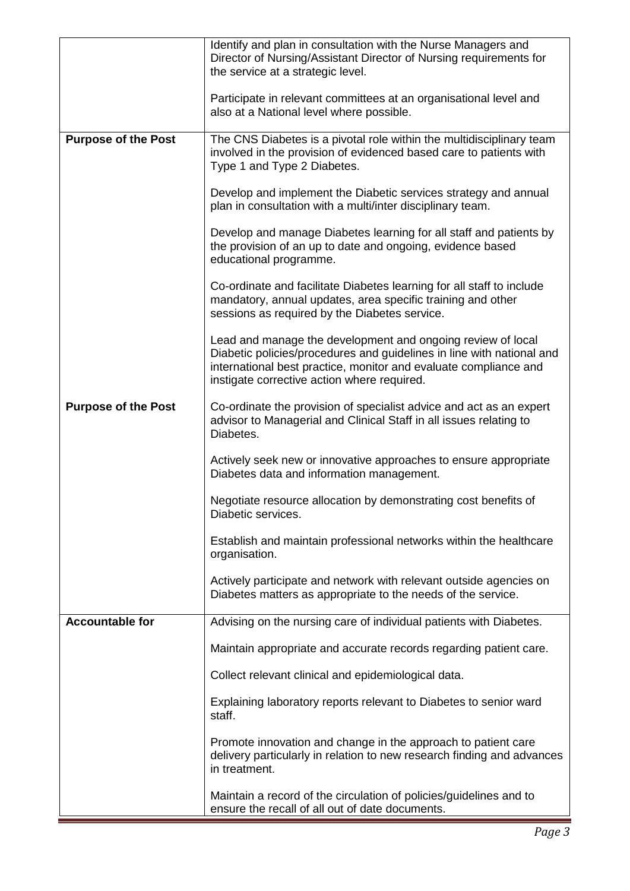| | |
|---|---|
| | Identify and plan in consultation with the Nurse Managers and Director of Nursing/Assistant Director of Nursing requirements for the service at a strategic level.<br><br>Participate in relevant committees at an organisational level and also at a National level where possible. |
| **Purpose of the Post** | The CNS Diabetes is a pivotal role within the multidisciplinary team involved in the provision of evidenced based care to patients with Type 1 and Type 2 Diabetes.<br><br>Develop and implement the Diabetic services strategy and annual plan in consultation with a multi/inter disciplinary team.<br><br>Develop and manage Diabetes learning for all staff and patients by the provision of an up to date and ongoing, evidence based educational programme.<br><br>Co-ordinate and facilitate Diabetes learning for all staff to include mandatory, annual updates, area specific training and other sessions as required by the Diabetes service.<br><br>Lead and manage the development and ongoing review of local Diabetic policies/procedures and guidelines in line with national and international best practice, monitor and evaluate compliance and instigate corrective action where required. |
| **Purpose of the Post** | Co-ordinate the provision of specialist advice and act as an expert advisor to Managerial and Clinical Staff in all issues relating to Diabetes.<br><br>Actively seek new or innovative approaches to ensure appropriate Diabetes data and information management.<br><br>Negotiate resource allocation by demonstrating cost benefits of Diabetic services.<br><br>Establish and maintain professional networks within the healthcare organisation.<br><br>Actively participate and network with relevant outside agencies on Diabetes matters as appropriate to the needs of the service. |
| **Accountable for** | Advising on the nursing care of individual patients with Diabetes.<br><br>Maintain appropriate and accurate records regarding patient care.<br><br>Collect relevant clinical and epidemiological data.<br><br>Explaining laboratory reports relevant to Diabetes to senior ward staff.<br><br>Promote innovation and change in the approach to patient care delivery particularly in relation to new research finding and advances in treatment.<br><br>Maintain a record of the circulation of policies/guidelines and to ensure the recall of all out of date documents. |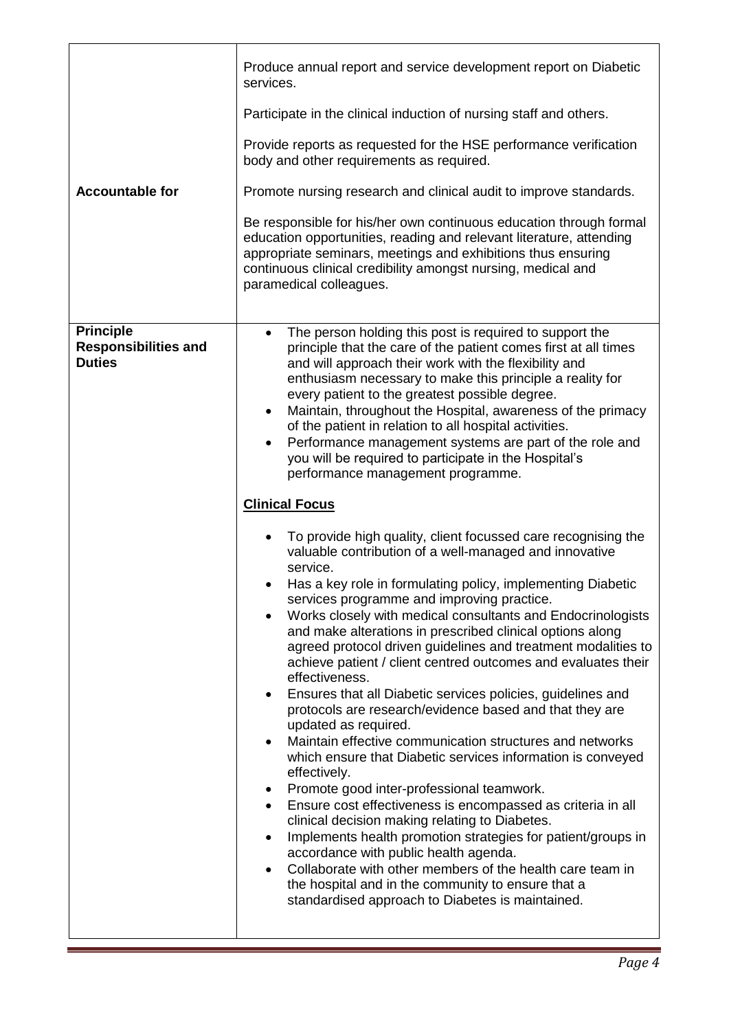| | |
|---|---|
| **Accountable for** | Produce annual report and service development report on Diabetic services.<br><br>Participate in the clinical induction of nursing staff and others.<br><br>Provide reports as requested for the HSE performance verification body and other requirements as required.<br><br>Promote nursing research and clinical audit to improve standards.<br><br>Be responsible for his/her own continuous education through formal education opportunities, reading and relevant literature, attending appropriate seminars, meetings and exhibitions thus ensuring continuous clinical credibility amongst nursing, medical and paramedical colleagues. |
| **Principle Responsibilities and Duties** | • The person holding this post is required to support the principle that the care of the patient comes first at all times and will approach their work with the flexibility and enthusiasm necessary to make this principle a reality for every patient to the greatest possible degree.<br>• Maintain, throughout the Hospital, awareness of the primacy of the patient in relation to all hospital activities.<br>• Performance management systems are part of the role and you will be required to participate in the Hospital's performance management programme.<br><br>**<u>Clinical Focus</u>**<br><br>• To provide high quality, client focussed care recognising the valuable contribution of a well-managed and innovative service.<br>• Has a key role in formulating policy, implementing Diabetic services programme and improving practice.<br>• Works closely with medical consultants and Endocrinologists and make alterations in prescribed clinical options along agreed protocol driven guidelines and treatment modalities to achieve patient / client centred outcomes and evaluates their effectiveness.<br>• Ensures that all Diabetic services policies, guidelines and protocols are research/evidence based and that they are updated as required.<br>• Maintain effective communication structures and networks which ensure that Diabetic services information is conveyed effectively.<br>• Promote good inter-professional teamwork.<br>• Ensure cost effectiveness is encompassed as criteria in all clinical decision making relating to Diabetes.<br>• Implements health promotion strategies for patient/groups in accordance with public health agenda.<br>• Collaborate with other members of the health care team in the hospital and in the community to ensure that a standardised approach to Diabetes is maintained. |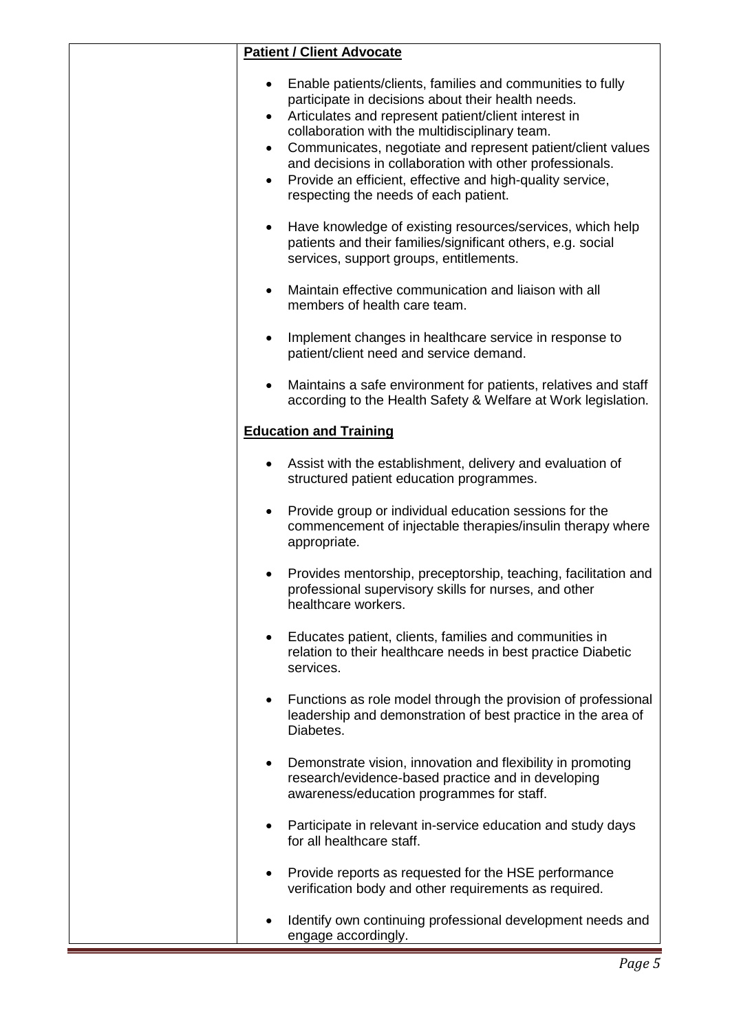| | **Patient / Client Advocate**<br><br>- Enable patients/clients, families and communities to fully participate in decisions about their health needs.<br>- Articulates and represent patient/client interest in collaboration with the multidisciplinary team.<br>- Communicates, negotiate and represent patient/client values and decisions in collaboration with other professionals.<br>- Provide an efficient, effective and high-quality service, respecting the needs of each patient.<br>- Have knowledge of existing resources/services, which help patients and their families/significant others, e.g. social services, support groups, entitlements.<br>- Maintain effective communication and liaison with all members of health care team.<br>- Implement changes in healthcare service in response to patient/client need and service demand.<br>- Maintains a safe environment for patients, relatives and staff according to the Health Safety & Welfare at Work legislation.<br><br>**Education and Training**<br><br>- Assist with the establishment, delivery and evaluation of structured patient education programmes.<br>- Provide group or individual education sessions for the commencement of injectable therapies/insulin therapy where appropriate.<br>- Provides mentorship, preceptorship, teaching, facilitation and professional supervisory skills for nurses, and other healthcare workers.<br>- Educates patient, clients, families and communities in relation to their healthcare needs in best practice Diabetic services.<br>- Functions as role model through the provision of professional leadership and demonstration of best practice in the area of Diabetes.<br>- Demonstrate vision, innovation and flexibility in promoting research/evidence-based practice and in developing awareness/education programmes for staff.<br>- Participate in relevant in-service education and study days for all healthcare staff.<br>- Provide reports as requested for the HSE performance verification body and other requirements as required.<br>- Identify own continuing professional development needs and engage accordingly. |
|---|---|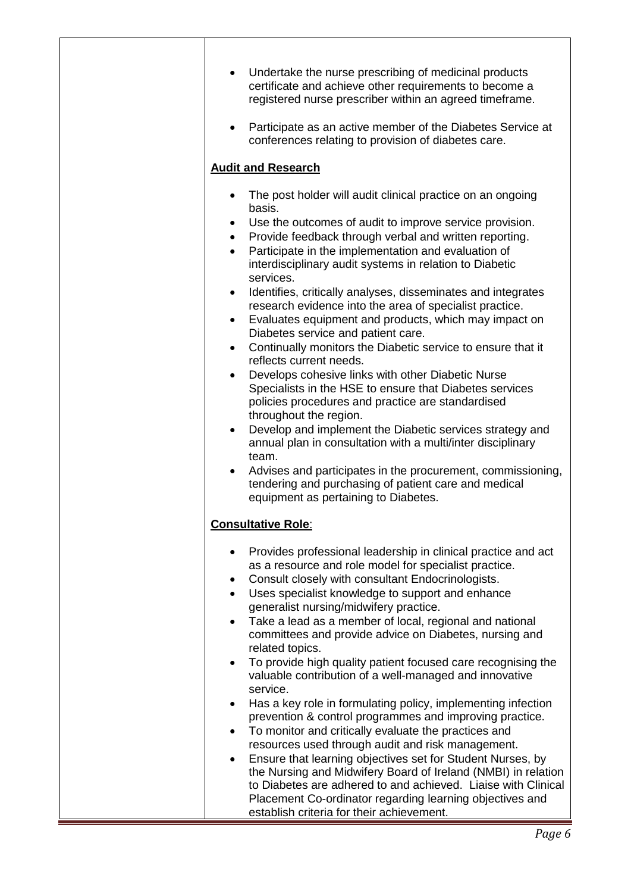- Undertake the nurse prescribing of medicinal products certificate and achieve other requirements to become a registered nurse prescriber within an agreed timeframe.

- Participate as an active member of the Diabetes Service at conferences relating to provision of diabetes care.

**Audit and Research**

- The post holder will audit clinical practice on an ongoing basis.
- Use the outcomes of audit to improve service provision.
- Provide feedback through verbal and written reporting.
- Participate in the implementation and evaluation of interdisciplinary audit systems in relation to Diabetic services.
- Identifies, critically analyses, disseminates and integrates research evidence into the area of specialist practice.
- Evaluates equipment and products, which may impact on Diabetes service and patient care.
- Continually monitors the Diabetic service to ensure that it reflects current needs.
- Develops cohesive links with other Diabetic Nurse Specialists in the HSE to ensure that Diabetes services policies procedures and practice are standardised throughout the region.
- Develop and implement the Diabetic services strategy and annual plan in consultation with a multi/inter disciplinary team.
- Advises and participates in the procurement, commissioning, tendering and purchasing of patient care and medical equipment as pertaining to Diabetes.

**Consultative Role**:

- Provides professional leadership in clinical practice and act as a resource and role model for specialist practice.
- Consult closely with consultant Endocrinologists.
- Uses specialist knowledge to support and enhance generalist nursing/midwifery practice.
- Take a lead as a member of local, regional and national committees and provide advice on Diabetes, nursing and related topics.
- To provide high quality patient focused care recognising the valuable contribution of a well-managed and innovative service.
- Has a key role in formulating policy, implementing infection prevention & control programmes and improving practice.
- To monitor and critically evaluate the practices and resources used through audit and risk management.
- Ensure that learning objectives set for Student Nurses, by the Nursing and Midwifery Board of Ireland (NMBI) in relation to Diabetes are adhered to and achieved. Liaise with Clinical Placement Co-ordinator regarding learning objectives and establish criteria for their achievement.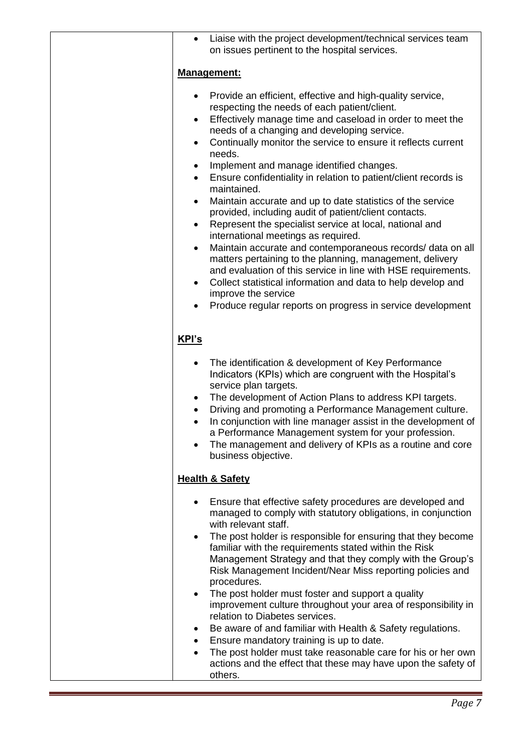- Liaise with the project development/technical services team on issues pertinent to the hospital services.

**Management:**

- Provide an efficient, effective and high-quality service, respecting the needs of each patient/client.
- Effectively manage time and caseload in order to meet the needs of a changing and developing service.
- Continually monitor the service to ensure it reflects current needs.
- Implement and manage identified changes.
- Ensure confidentiality in relation to patient/client records is maintained.
- Maintain accurate and up to date statistics of the service provided, including audit of patient/client contacts.
- Represent the specialist service at local, national and international meetings as required.
- Maintain accurate and contemporaneous records/ data on all matters pertaining to the planning, management, delivery and evaluation of this service in line with HSE requirements.
- Collect statistical information and data to help develop and improve the service
- Produce regular reports on progress in service development

**KPI's**

- The identification & development of Key Performance Indicators (KPIs) which are congruent with the Hospital's service plan targets.
- The development of Action Plans to address KPI targets.
- Driving and promoting a Performance Management culture.
- In conjunction with line manager assist in the development of a Performance Management system for your profession.
- The management and delivery of KPIs as a routine and core business objective.

**Health & Safety**

- Ensure that effective safety procedures are developed and managed to comply with statutory obligations, in conjunction with relevant staff.
- The post holder is responsible for ensuring that they become familiar with the requirements stated within the Risk Management Strategy and that they comply with the Group's Risk Management Incident/Near Miss reporting policies and procedures.
- The post holder must foster and support a quality improvement culture throughout your area of responsibility in relation to Diabetes services.
- Be aware of and familiar with Health & Safety regulations.
- Ensure mandatory training is up to date.
- The post holder must take reasonable care for his or her own actions and the effect that these may have upon the safety of others.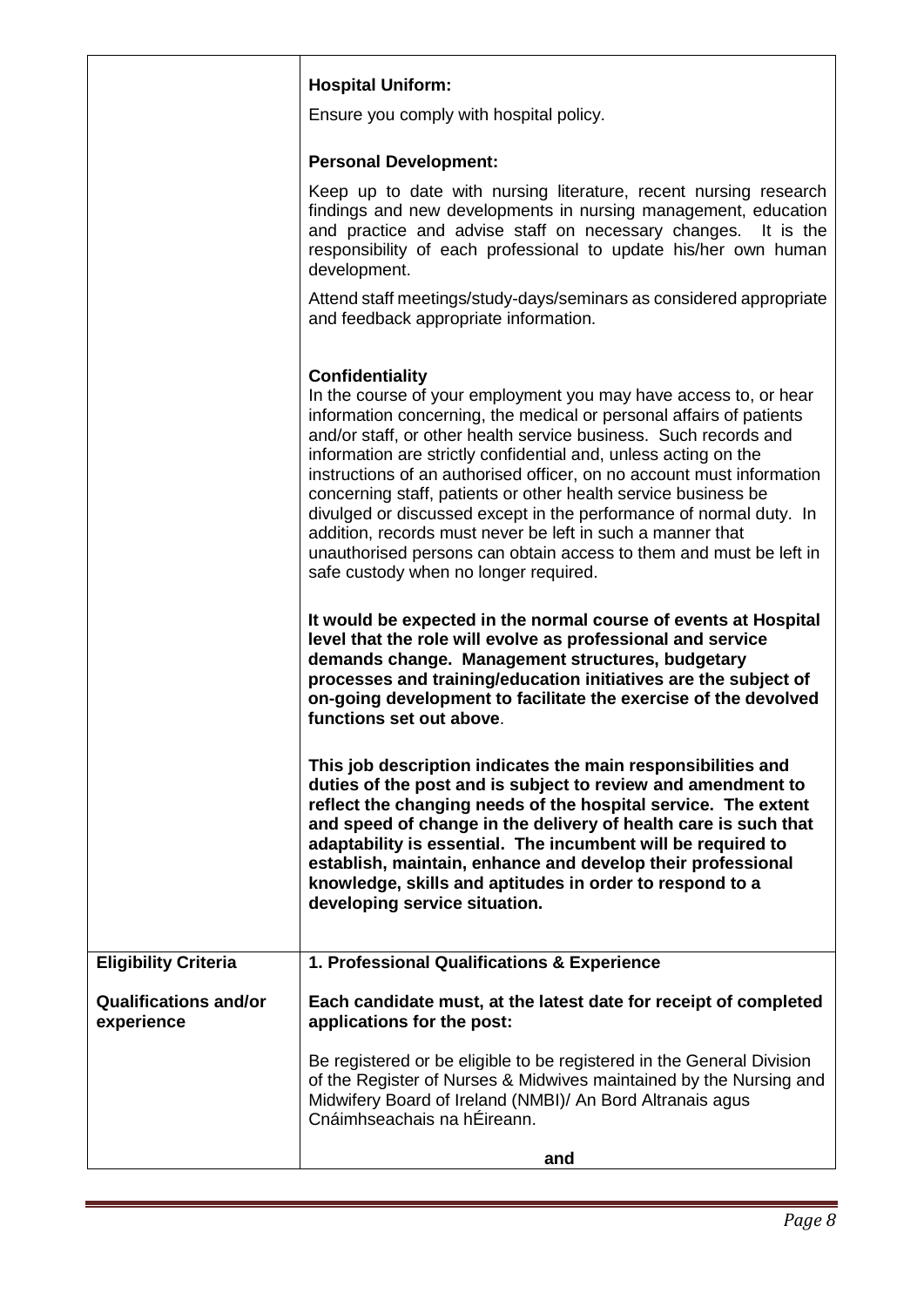| | |
|---|---|
| | **Hospital Uniform:**<br><br>Ensure you comply with hospital policy.<br><br>**Personal Development:**<br><br>Keep up to date with nursing literature, recent nursing research findings and new developments in nursing management, education and practice and advise staff on necessary changes. It is the responsibility of each professional to update his/her own human development.<br><br>Attend staff meetings/study-days/seminars as considered appropriate and feedback appropriate information.<br><br>**Confidentiality**<br>In the course of your employment you may have access to, or hear information concerning, the medical or personal affairs of patients and/or staff, or other health service business. Such records and information are strictly confidential and, unless acting on the instructions of an authorised officer, on no account must information concerning staff, patients or other health service business be divulged or discussed except in the performance of normal duty. In addition, records must never be left in such a manner that unauthorised persons can obtain access to them and must be left in safe custody when no longer required.<br><br>**It would be expected in the normal course of events at Hospital level that the role will evolve as professional and service demands change. Management structures, budgetary processes and training/education initiatives are the subject of on-going development to facilitate the exercise of the devolved functions set out above**.<br><br>**This job description indicates the main responsibilities and duties of the post and is subject to review and amendment to reflect the changing needs of the hospital service. The extent and speed of change in the delivery of health care is such that adaptability is essential. The incumbent will be required to establish, maintain, enhance and develop their professional knowledge, skills and aptitudes in order to respond to a developing service situation.** |
| **Eligibility Criteria**<br><br>**Qualifications and/or experience** | **1. Professional Qualifications & Experience**<br><br>**Each candidate must, at the latest date for receipt of completed applications for the post:**<br><br>Be registered or be eligible to be registered in the General Division of the Register of Nurses & Midwives maintained by the Nursing and Midwifery Board of Ireland (NMBI)/ An Bord Altranais agus Cnáimhseachais na hÉireann.<br><br>**and** |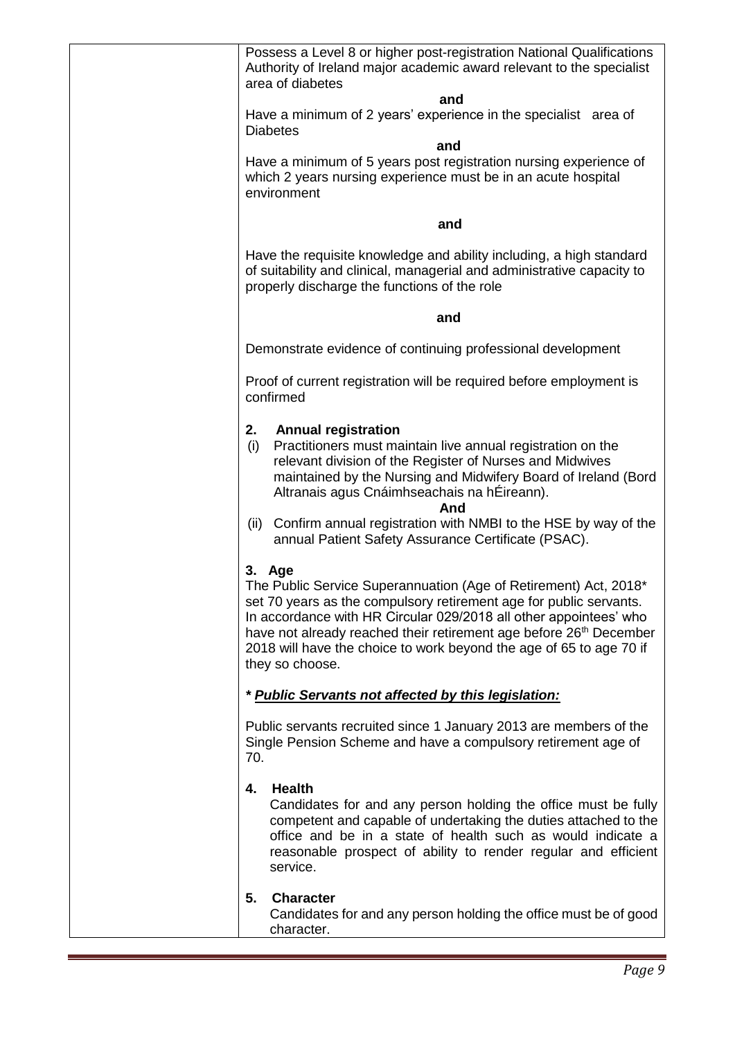| | Possess a Level 8 or higher post-registration National Qualifications Authority of Ireland major academic award relevant to the specialist area of diabetes<br><br>**and**<br><br>Have a minimum of 2 years' experience in the specialist area of Diabetes<br><br>**and**<br><br>Have a minimum of 5 years post registration nursing experience of which 2 years nursing experience must be in an acute hospital environment<br><br>**and**<br><br>Have the requisite knowledge and ability including, a high standard of suitability and clinical, managerial and administrative capacity to properly discharge the functions of the role<br><br>**and**<br><br>Demonstrate evidence of continuing professional development<br><br>Proof of current registration will be required before employment is confirmed<br><br>**2. Annual registration**<br>(i) Practitioners must maintain live annual registration on the relevant division of the Register of Nurses and Midwives maintained by the Nursing and Midwifery Board of Ireland (Bord Altranais agus Cnáimhseachais na hÉireann).<br><br>**And**<br><br>(ii) Confirm annual registration with NMBI to the HSE by way of the annual Patient Safety Assurance Certificate (PSAC).<br><br>**3. Age**<br>The Public Service Superannuation (Age of Retirement) Act, 2018* set 70 years as the compulsory retirement age for public servants. In accordance with HR Circular 029/2018 all other appointees' who have not already reached their retirement age before 26th December 2018 will have the choice to work beyond the age of 65 to age 70 if they so choose.<br><br>***<u>Public Servants not affected by this legislation:</u>***<br><br>Public servants recruited since 1 January 2013 are members of the Single Pension Scheme and have a compulsory retirement age of 70.<br><br>**4. Health**<br>Candidates for and any person holding the office must be fully competent and capable of undertaking the duties attached to the office and be in a state of health such as would indicate a reasonable prospect of ability to render regular and efficient service.<br><br>**5. Character**<br>Candidates for and any person holding the office must be of good character. |
|---|---|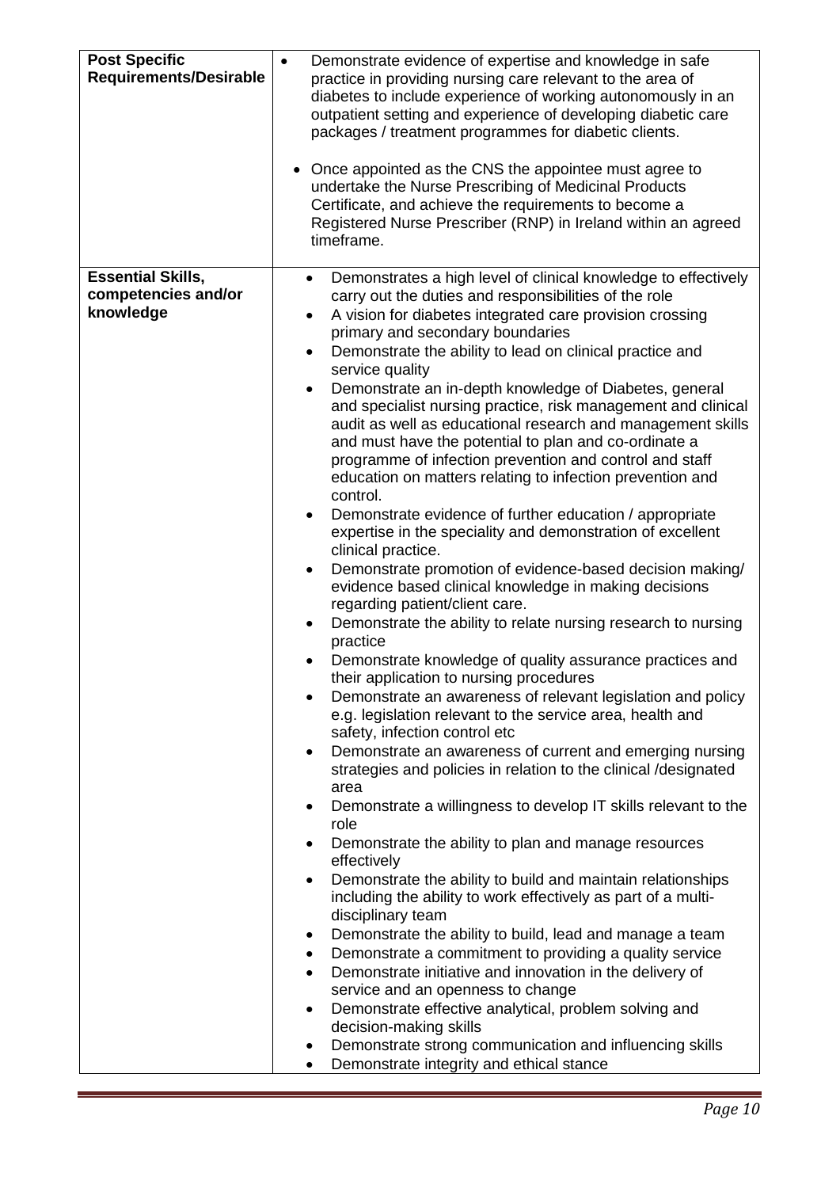| | |
|---|---|
| **Post Specific Requirements/Desirable** | • Demonstrate evidence of expertise and knowledge in safe practice in providing nursing care relevant to the area of diabetes to include experience of working autonomously in an outpatient setting and experience of developing diabetic care packages / treatment programmes for diabetic clients.<br><br>• Once appointed as the CNS the appointee must agree to undertake the Nurse Prescribing of Medicinal Products Certificate, and achieve the requirements to become a Registered Nurse Prescriber (RNP) in Ireland within an agreed timeframe. |
| **Essential Skills, competencies and/or knowledge** | • Demonstrates a high level of clinical knowledge to effectively carry out the duties and responsibilities of the role<br>• A vision for diabetes integrated care provision crossing primary and secondary boundaries<br>• Demonstrate the ability to lead on clinical practice and service quality<br>• Demonstrate an in-depth knowledge of Diabetes, general and specialist nursing practice, risk management and clinical audit as well as educational research and management skills and must have the potential to plan and co-ordinate a programme of infection prevention and control and staff education on matters relating to infection prevention and control.<br>• Demonstrate evidence of further education / appropriate expertise in the speciality and demonstration of excellent clinical practice.<br>• Demonstrate promotion of evidence-based decision making/ evidence based clinical knowledge in making decisions regarding patient/client care.<br>• Demonstrate the ability to relate nursing research to nursing practice<br>• Demonstrate knowledge of quality assurance practices and their application to nursing procedures<br>• Demonstrate an awareness of relevant legislation and policy e.g. legislation relevant to the service area, health and safety, infection control etc<br>• Demonstrate an awareness of current and emerging nursing strategies and policies in relation to the clinical /designated area<br>• Demonstrate a willingness to develop IT skills relevant to the role<br>• Demonstrate the ability to plan and manage resources effectively<br>• Demonstrate the ability to build and maintain relationships including the ability to work effectively as part of a multi-disciplinary team<br>• Demonstrate the ability to build, lead and manage a team<br>• Demonstrate a commitment to providing a quality service<br>• Demonstrate initiative and innovation in the delivery of service and an openness to change<br>• Demonstrate effective analytical, problem solving and decision-making skills<br>• Demonstrate strong communication and influencing skills<br>• Demonstrate integrity and ethical stance |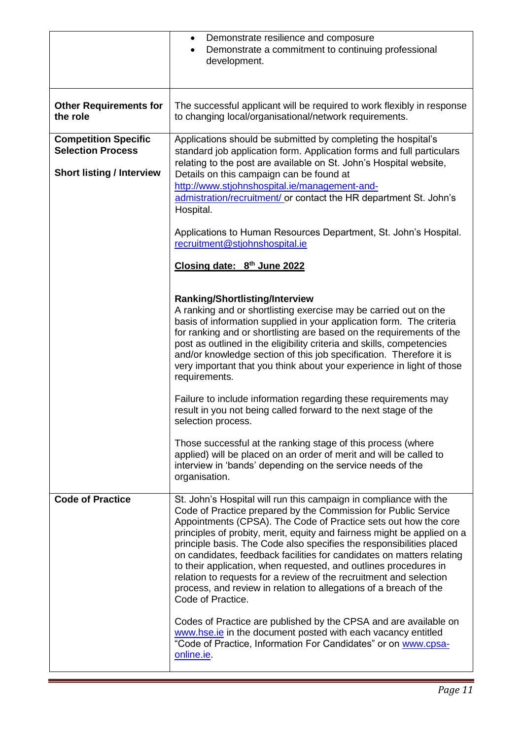| | |
|---|---|
| | • Demonstrate resilience and composure<br>• Demonstrate a commitment to continuing professional development. |
| **Other Requirements for the role** | The successful applicant will be required to work flexibly in response to changing local/organisational/network requirements. |
| **Competition Specific Selection Process**<br><br>**Short listing / Interview** | Applications should be submitted by completing the hospital's standard job application form. Application forms and full particulars relating to the post are available on St. John's Hospital website, Details on this campaign can be found at http://www.stjohnshospital.ie/management-and-admistration/recruitment/ or contact the HR department St. John's Hospital.<br><br>Applications to Human Resources Department, St. John's Hospital. recruitment@stjohnshospital.ie<br><br>**Closing date: 8th June 2022**<br><br>**Ranking/Shortlisting/Interview**<br>A ranking and or shortlisting exercise may be carried out on the basis of information supplied in your application form. The criteria for ranking and or shortlisting are based on the requirements of the post as outlined in the eligibility criteria and skills, competencies and/or knowledge section of this job specification. Therefore it is very important that you think about your experience in light of those requirements.<br><br>Failure to include information regarding these requirements may result in you not being called forward to the next stage of the selection process.<br><br>Those successful at the ranking stage of this process (where applied) will be placed on an order of merit and will be called to interview in 'bands' depending on the service needs of the organisation. |
| **Code of Practice** | St. John's Hospital will run this campaign in compliance with the Code of Practice prepared by the Commission for Public Service Appointments (CPSA). The Code of Practice sets out how the core principles of probity, merit, equity and fairness might be applied on a principle basis. The Code also specifies the responsibilities placed on candidates, feedback facilities for candidates on matters relating to their application, when requested, and outlines procedures in relation to requests for a review of the recruitment and selection process, and review in relation to allegations of a breach of the Code of Practice.<br><br>Codes of Practice are published by the CPSA and are available on www.hse.ie in the document posted with each vacancy entitled "Code of Practice, Information For Candidates" or on www.cpsa-online.ie. |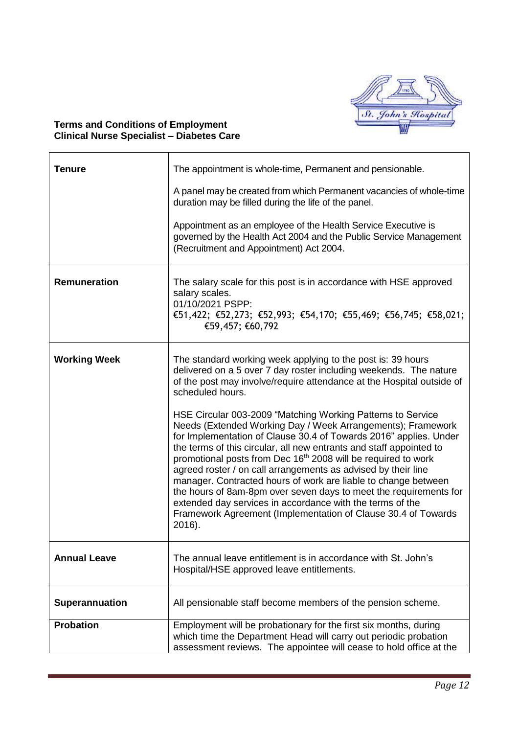**Terms and Conditions of Employment**
**Clinical Nurse Specialist – Diabetes Care**

| | |
|---|---|
| **Tenure** | The appointment is whole-time, Permanent and pensionable.<br><br>A panel may be created from which Permanent vacancies of whole-time duration may be filled during the life of the panel.<br><br>Appointment as an employee of the Health Service Executive is governed by the Health Act 2004 and the Public Service Management (Recruitment and Appointment) Act 2004. |
| **Remuneration** | The salary scale for this post is in accordance with HSE approved salary scales.<br>01/10/2021 PSPP:<br>€51,422; €52,273; €52,993; €54,170; €55,469; €56,745; €58,021; €59,457; €60,792 |
| **Working Week** | The standard working week applying to the post is: 39 hours delivered on a 5 over 7 day roster including weekends. The nature of the post may involve/require attendance at the Hospital outside of scheduled hours.<br><br>HSE Circular 003-2009 "Matching Working Patterns to Service Needs (Extended Working Day / Week Arrangements); Framework for Implementation of Clause 30.4 of Towards 2016" applies. Under the terms of this circular, all new entrants and staff appointed to promotional posts from Dec 16th 2008 will be required to work agreed roster / on call arrangements as advised by their line manager. Contracted hours of work are liable to change between the hours of 8am-8pm over seven days to meet the requirements for extended day services in accordance with the terms of the Framework Agreement (Implementation of Clause 30.4 of Towards 2016). |
| **Annual Leave** | The annual leave entitlement is in accordance with St. John's Hospital/HSE approved leave entitlements. |
| **Superannuation** | All pensionable staff become members of the pension scheme. |
| **Probation** | Employment will be probationary for the first six months, during which time the Department Head will carry out periodic probation assessment reviews. The appointee will cease to hold office at the |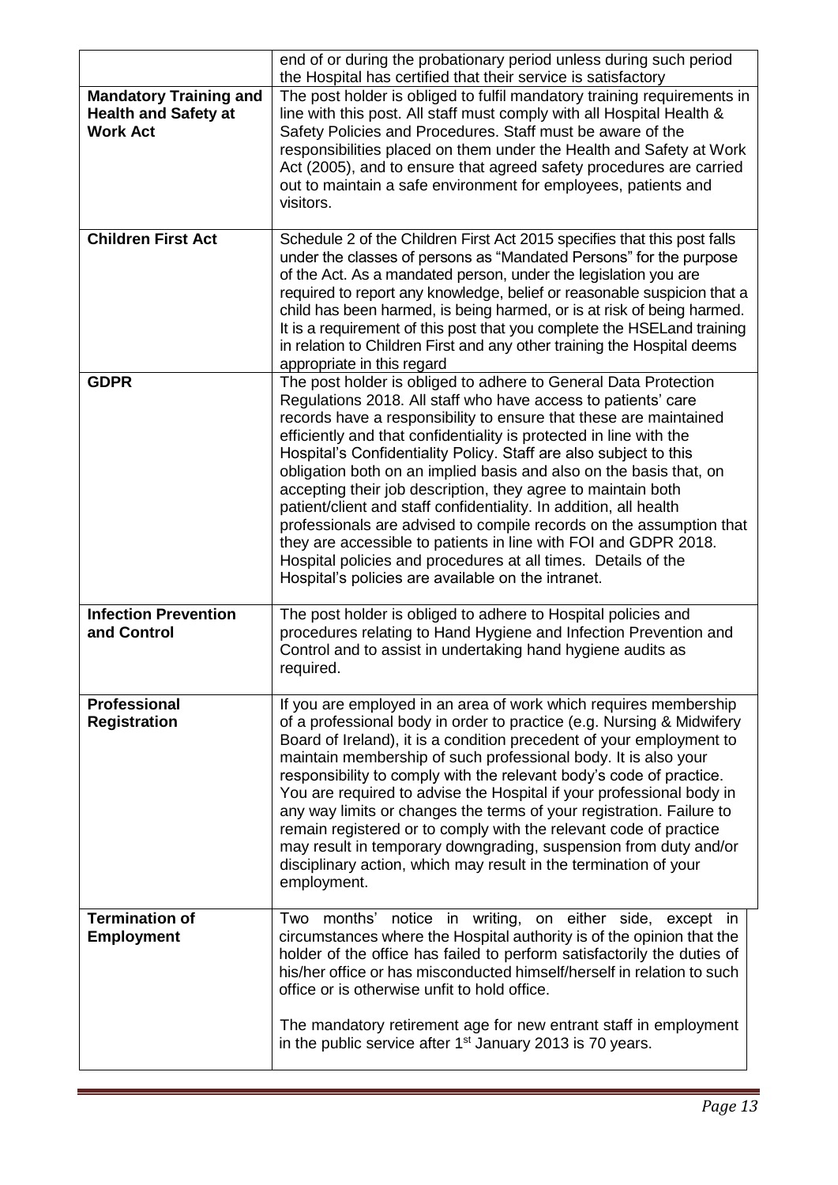| | |
|---|---|
| | end of or during the probationary period unless during such period the Hospital has certified that their service is satisfactory |
| **Mandatory Training and Health and Safety at Work Act** | The post holder is obliged to fulfil mandatory training requirements in line with this post. All staff must comply with all Hospital Health & Safety Policies and Procedures. Staff must be aware of the responsibilities placed on them under the Health and Safety at Work Act (2005), and to ensure that agreed safety procedures are carried out to maintain a safe environment for employees, patients and visitors. |
| **Children First Act** | Schedule 2 of the Children First Act 2015 specifies that this post falls under the classes of persons as "Mandated Persons" for the purpose of the Act. As a mandated person, under the legislation you are required to report any knowledge, belief or reasonable suspicion that a child has been harmed, is being harmed, or is at risk of being harmed. It is a requirement of this post that you complete the HSELand training in relation to Children First and any other training the Hospital deems appropriate in this regard |
| **GDPR** | The post holder is obliged to adhere to General Data Protection Regulations 2018. All staff who have access to patients' care records have a responsibility to ensure that these are maintained efficiently and that confidentiality is protected in line with the Hospital's Confidentiality Policy. Staff are also subject to this obligation both on an implied basis and also on the basis that, on accepting their job description, they agree to maintain both patient/client and staff confidentiality. In addition, all health professionals are advised to compile records on the assumption that they are accessible to patients in line with FOI and GDPR 2018. Hospital policies and procedures at all times. Details of the Hospital's policies are available on the intranet. |
| **Infection Prevention and Control** | The post holder is obliged to adhere to Hospital policies and procedures relating to Hand Hygiene and Infection Prevention and Control and to assist in undertaking hand hygiene audits as required. |
| **Professional Registration** | If you are employed in an area of work which requires membership of a professional body in order to practice (e.g. Nursing & Midwifery Board of Ireland), it is a condition precedent of your employment to maintain membership of such professional body. It is also your responsibility to comply with the relevant body's code of practice. You are required to advise the Hospital if your professional body in any way limits or changes the terms of your registration. Failure to remain registered or to comply with the relevant code of practice may result in temporary downgrading, suspension from duty and/or disciplinary action, which may result in the termination of your employment. |
| **Termination of Employment** | Two months' notice in writing, on either side, except in circumstances where the Hospital authority is of the opinion that the holder of the office has failed to perform satisfactorily the duties of his/her office or has misconducted himself/herself in relation to such office or is otherwise unfit to hold office.<br><br>The mandatory retirement age for new entrant staff in employment in the public service after 1st January 2013 is 70 years. |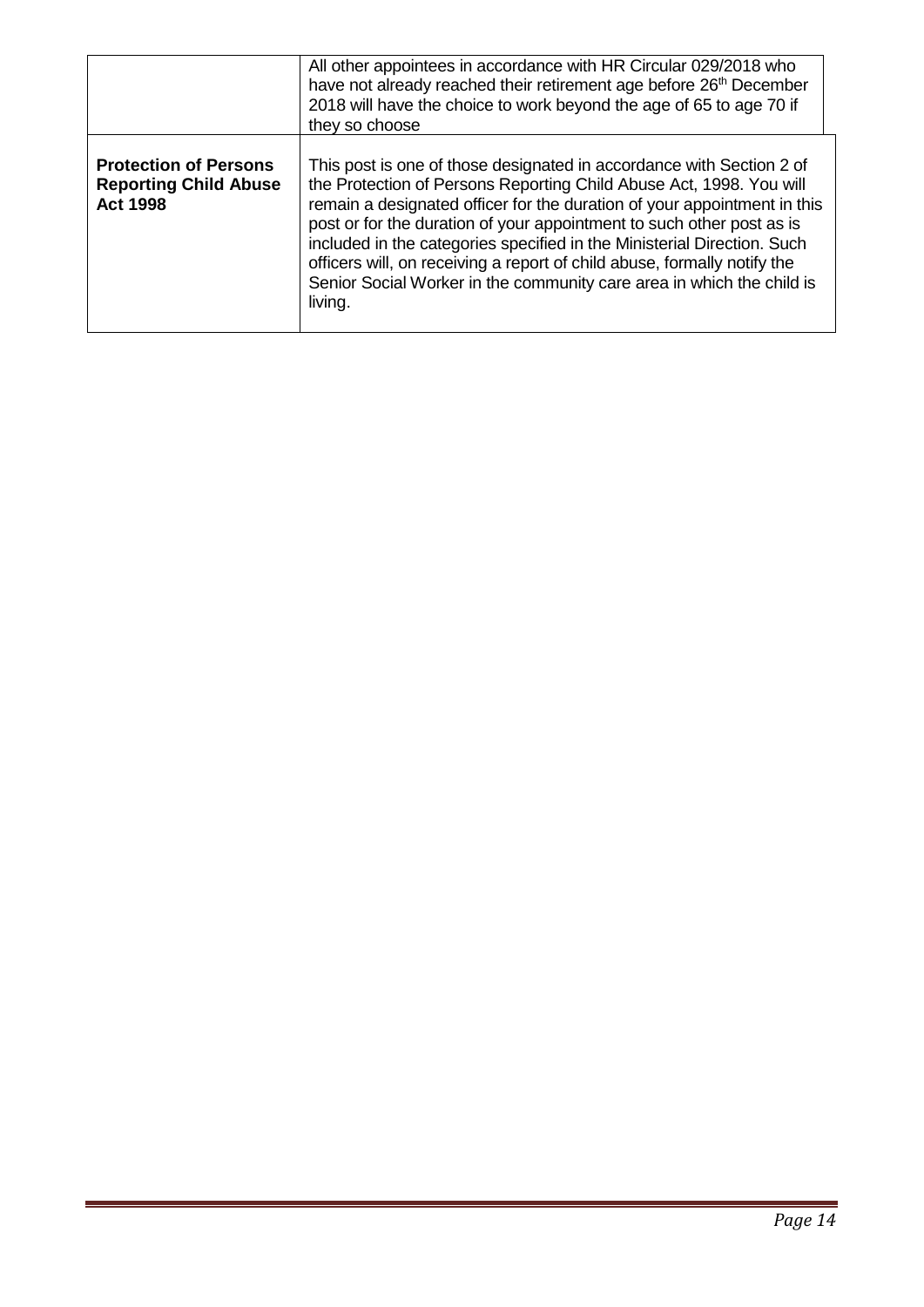| | |
|---|---|
| | All other appointees in accordance with HR Circular 029/2018 who have not already reached their retirement age before 26th December 2018 will have the choice to work beyond the age of 65 to age 70 if they so choose |
| **Protection of Persons Reporting Child Abuse Act 1998** | This post is one of those designated in accordance with Section 2 of the Protection of Persons Reporting Child Abuse Act, 1998. You will remain a designated officer for the duration of your appointment in this post or for the duration of your appointment to such other post as is included in the categories specified in the Ministerial Direction. Such officers will, on receiving a report of child abuse, formally notify the Senior Social Worker in the community care area in which the child is living. |